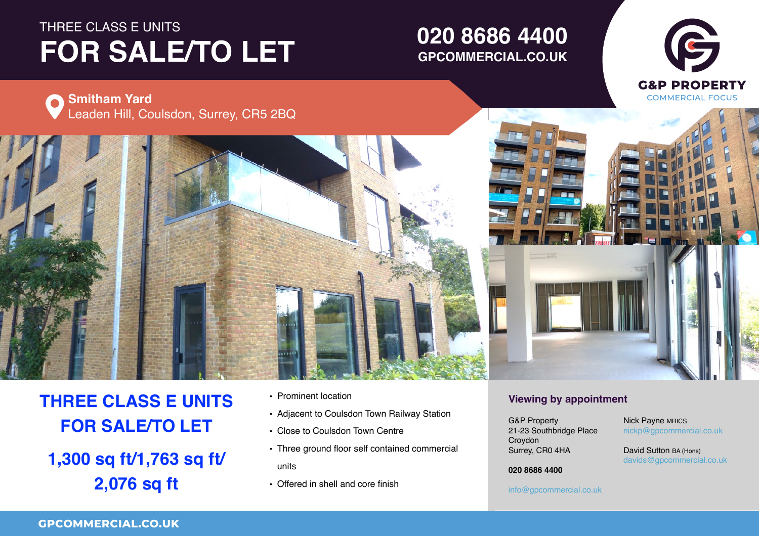THREE CLASS E UNITS

# FOR SALE/TO LET

**020 8686 4400**
**GPCOMMERCIAL.CO.UK**

G&P PROPERTY
COMMERCIAL FOCUS

**Smitham Yard**
Leaden Hill, Coulsdon, Surrey, CR5 2BQ

## THREE CLASS E UNITS FOR SALE/TO LET

## 1,300 sq ft/1,763 sq ft/ 2,076 sq ft

- Prominent location
- Adjacent to Coulsdon Town Railway Station
- Close to Coulsdon Town Centre
- Three ground floor self contained commercial units
- Offered in shell and core finish

### Viewing by appointment

G&P Property
21-23 Southbridge Place
Croydon
Surrey, CR0 4HA

**020 8686 4400**

info@gpcommercial.co.uk

Nick Payne MRICS
nickp@gpcommercial.co.uk

David Sutton BA (Hons)
davids@gpcommercial.co.uk

**GPCOMMERCIAL.CO.UK**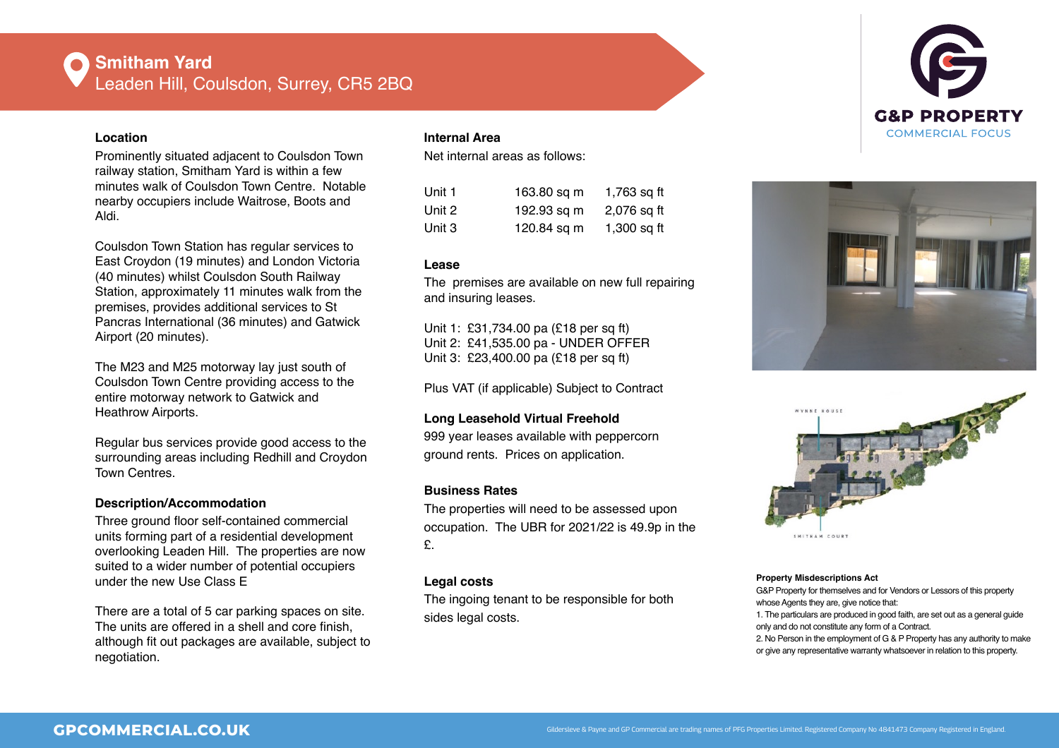# Smitham Yard

Leaden Hill, Coulsdon, Surrey, CR5 2BQ

### Location

Prominently situated adjacent to Coulsdon Town railway station, Smitham Yard is within a few minutes walk of Coulsdon Town Centre. Notable nearby occupiers include Waitrose, Boots and Aldi.

Coulsdon Town Station has regular services to East Croydon (19 minutes) and London Victoria (40 minutes) whilst Coulsdon South Railway Station, approximately 11 minutes walk from the premises, provides additional services to St Pancras International (36 minutes) and Gatwick Airport (20 minutes).

The M23 and M25 motorway lay just south of Coulsdon Town Centre providing access to the entire motorway network to Gatwick and Heathrow Airports.

Regular bus services provide good access to the surrounding areas including Redhill and Croydon Town Centres.

### Description/Accommodation

Three ground floor self-contained commercial units forming part of a residential development overlooking Leaden Hill. The properties are now suited to a wider number of potential occupiers under the new Use Class E

There are a total of 5 car parking spaces on site. The units are offered in a shell and core finish, although fit out packages are available, subject to negotiation.

### Internal Area

Net internal areas as follows:

| | | |
|---|---|---|
| Unit 1 | 163.80 sq m | 1,763 sq ft |
| Unit 2 | 192.93 sq m | 2,076 sq ft |
| Unit 3 | 120.84 sq m | 1,300 sq ft |

### Lease

The premises are available on new full repairing and insuring leases.

Unit 1: £31,734.00 pa (£18 per sq ft)
Unit 2: £41,535.00 pa - UNDER OFFER
Unit 3: £23,400.00 pa (£18 per sq ft)

Plus VAT (if applicable) Subject to Contract

### Long Leasehold Virtual Freehold

999 year leases available with peppercorn ground rents. Prices on application.

### Business Rates

The properties will need to be assessed upon occupation. The UBR for 2021/22 is 49.9p in the £.

### Legal costs

The ingoing tenant to be responsible for both sides legal costs.

WYNNE HOUSE

SMITHAM COURT

**Property Misdescriptions Act**

G&P Property for themselves and for Vendors or Lessors of this property whose Agents they are, give notice that:

1. The particulars are produced in good faith, are set out as a general guide only and do not constitute any form of a Contract.
2. No Person in the employment of G & P Property has any authority to make or give any representative warranty whatsoever in relation to this property.

**GPCOMMERCIAL.CO.UK**

Gildersleve & Payne and GP Commercial are trading names of PFG Properties Limited. Registered Company No 4841473 Company Registered in England.